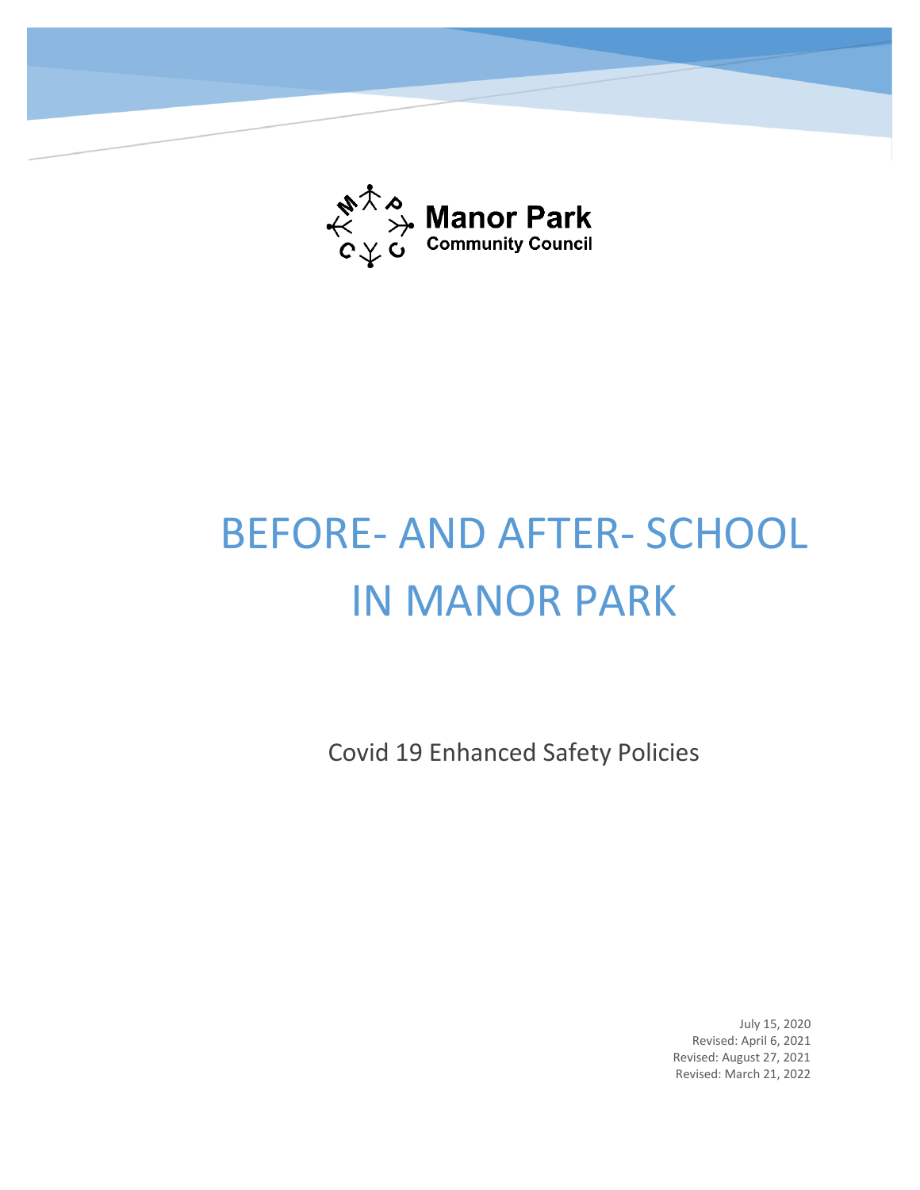Manor Park
Community Council

# BEFORE- AND AFTER- SCHOOL IN MANOR PARK

Covid 19 Enhanced Safety Policies

July 15, 2020
Revised: April 6, 2021
Revised: August 27, 2021
Revised: March 21, 2022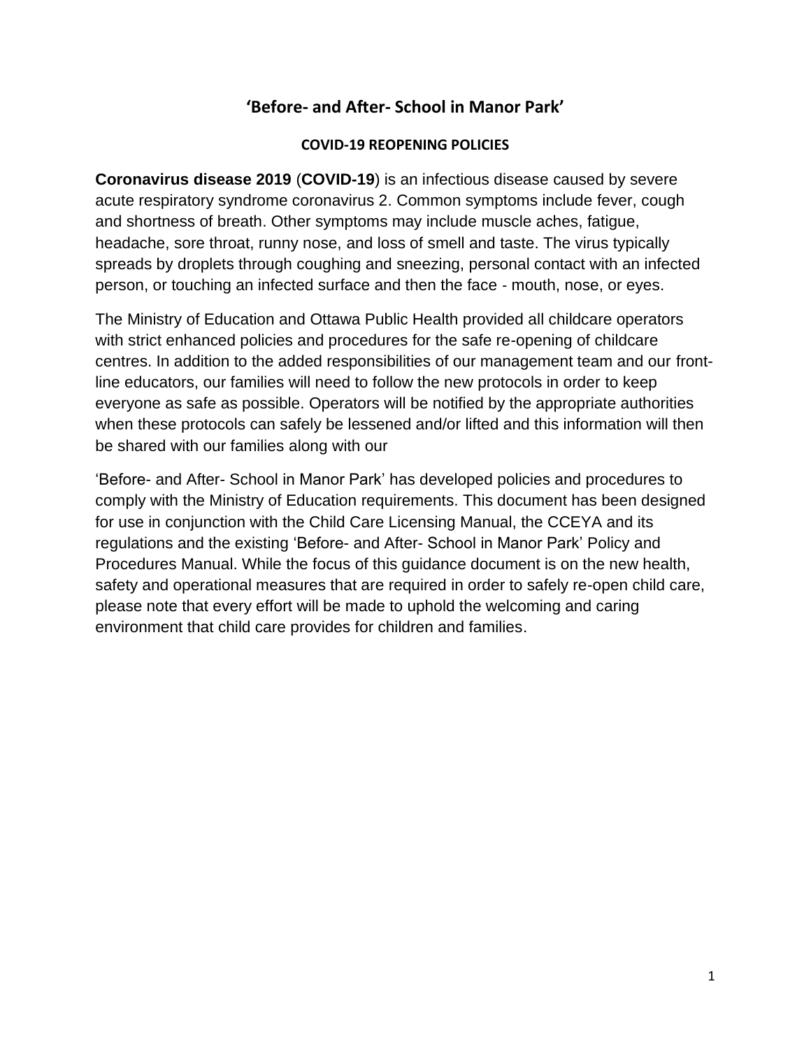# 'Before- and After- School in Manor Park'

## COVID-19 REOPENING POLICIES

**Coronavirus disease 2019** (**COVID-19**) is an infectious disease caused by severe acute respiratory syndrome coronavirus 2. Common symptoms include fever, cough and shortness of breath. Other symptoms may include muscle aches, fatigue, headache, sore throat, runny nose, and loss of smell and taste. The virus typically spreads by droplets through coughing and sneezing, personal contact with an infected person, or touching an infected surface and then the face - mouth, nose, or eyes.

The Ministry of Education and Ottawa Public Health provided all childcare operators with strict enhanced policies and procedures for the safe re-opening of childcare centres. In addition to the added responsibilities of our management team and our front-line educators, our families will need to follow the new protocols in order to keep everyone as safe as possible. Operators will be notified by the appropriate authorities when these protocols can safely be lessened and/or lifted and this information will then be shared with our families along with our

'Before- and After- School in Manor Park' has developed policies and procedures to comply with the Ministry of Education requirements. This document has been designed for use in conjunction with the Child Care Licensing Manual, the CCEYA and its regulations and the existing 'Before- and After- School in Manor Park' Policy and Procedures Manual. While the focus of this guidance document is on the new health, safety and operational measures that are required in order to safely re-open child care, please note that every effort will be made to uphold the welcoming and caring environment that child care provides for children and families.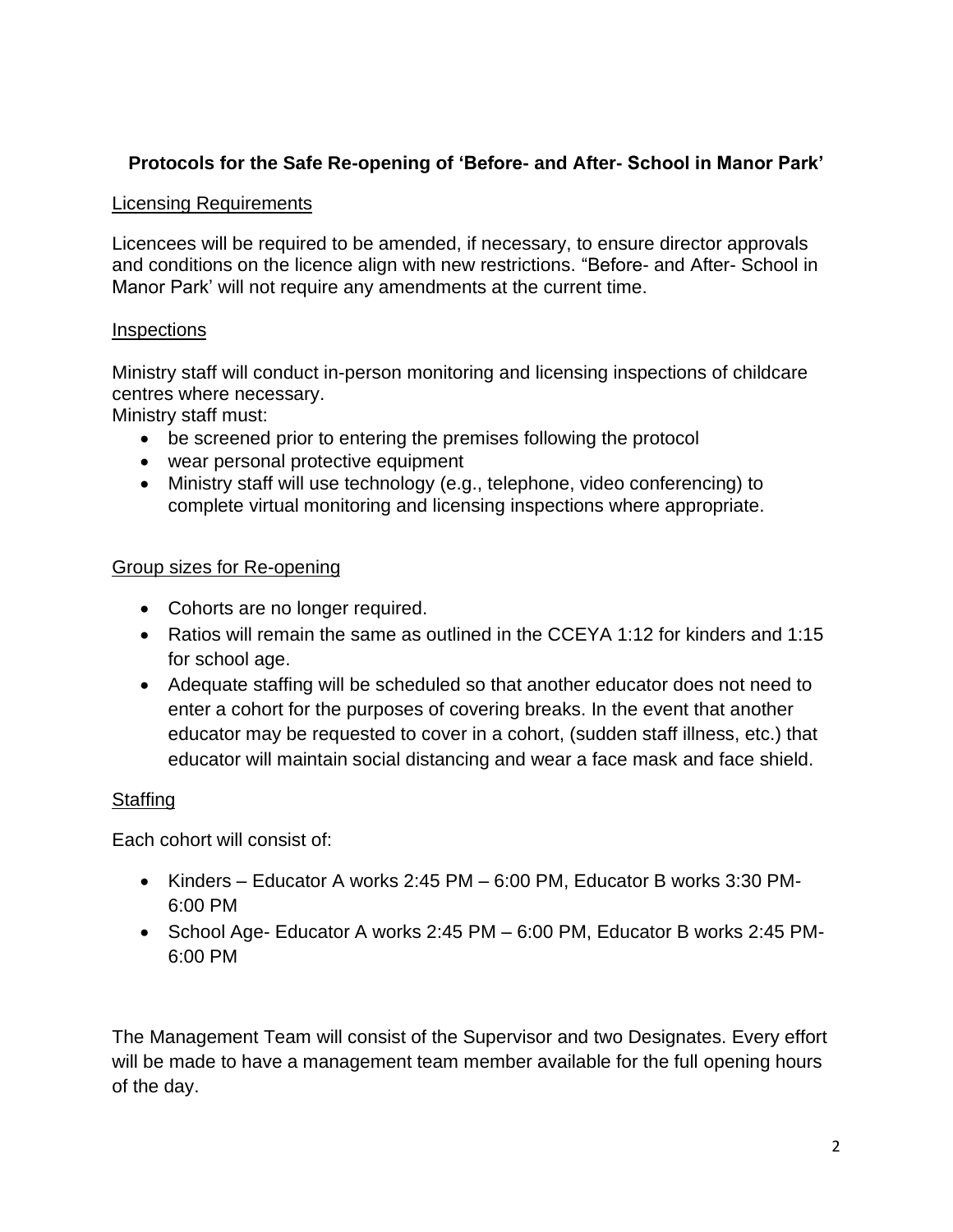## Protocols for the Safe Re-opening of 'Before- and After- School in Manor Park'

### Licensing Requirements

Licencees will be required to be amended, if necessary, to ensure director approvals and conditions on the licence align with new restrictions. "Before- and After- School in Manor Park' will not require any amendments at the current time.

### Inspections

Ministry staff will conduct in-person monitoring and licensing inspections of childcare centres where necessary.
Ministry staff must:

- be screened prior to entering the premises following the protocol
- wear personal protective equipment
- Ministry staff will use technology (e.g., telephone, video conferencing) to complete virtual monitoring and licensing inspections where appropriate.

### Group sizes for Re-opening

- Cohorts are no longer required.
- Ratios will remain the same as outlined in the CCEYA 1:12 for kinders and 1:15 for school age.
- Adequate staffing will be scheduled so that another educator does not need to enter a cohort for the purposes of covering breaks. In the event that another educator may be requested to cover in a cohort, (sudden staff illness, etc.) that educator will maintain social distancing and wear a face mask and face shield.

### Staffing

Each cohort will consist of:

- Kinders – Educator A works 2:45 PM – 6:00 PM, Educator B works 3:30 PM- 6:00 PM
- School Age- Educator A works 2:45 PM – 6:00 PM, Educator B works 2:45 PM- 6:00 PM

The Management Team will consist of the Supervisor and two Designates. Every effort will be made to have a management team member available for the full opening hours of the day.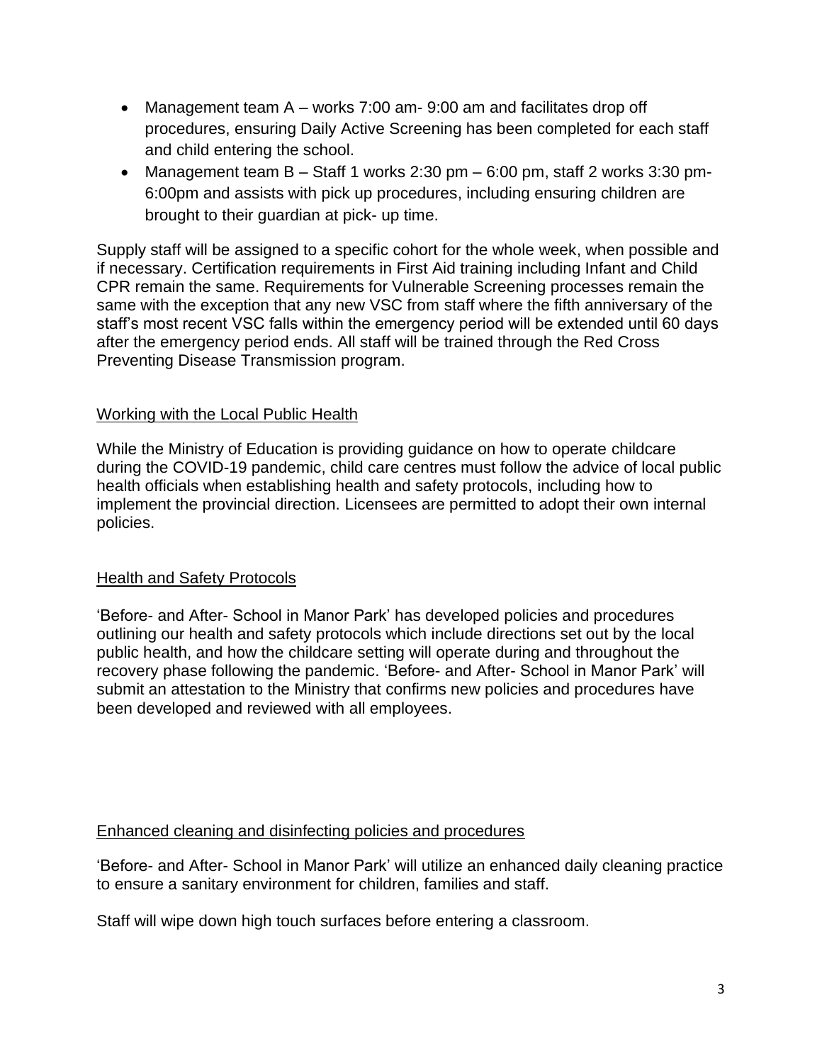- Management team A – works 7:00 am- 9:00 am and facilitates drop off procedures, ensuring Daily Active Screening has been completed for each staff and child entering the school.
- Management team B – Staff 1 works 2:30 pm – 6:00 pm, staff 2 works 3:30 pm-6:00pm and assists with pick up procedures, including ensuring children are brought to their guardian at pick- up time.

Supply staff will be assigned to a specific cohort for the whole week, when possible and if necessary. Certification requirements in First Aid training including Infant and Child CPR remain the same. Requirements for Vulnerable Screening processes remain the same with the exception that any new VSC from staff where the fifth anniversary of the staff's most recent VSC falls within the emergency period will be extended until 60 days after the emergency period ends. All staff will be trained through the Red Cross Preventing Disease Transmission program.

## Working with the Local Public Health

While the Ministry of Education is providing guidance on how to operate childcare during the COVID-19 pandemic, child care centres must follow the advice of local public health officials when establishing health and safety protocols, including how to implement the provincial direction. Licensees are permitted to adopt their own internal policies.

## Health and Safety Protocols

'Before- and After- School in Manor Park' has developed policies and procedures outlining our health and safety protocols which include directions set out by the local public health, and how the childcare setting will operate during and throughout the recovery phase following the pandemic. 'Before- and After- School in Manor Park' will submit an attestation to the Ministry that confirms new policies and procedures have been developed and reviewed with all employees.

## Enhanced cleaning and disinfecting policies and procedures

'Before- and After- School in Manor Park' will utilize an enhanced daily cleaning practice to ensure a sanitary environment for children, families and staff.

Staff will wipe down high touch surfaces before entering a classroom.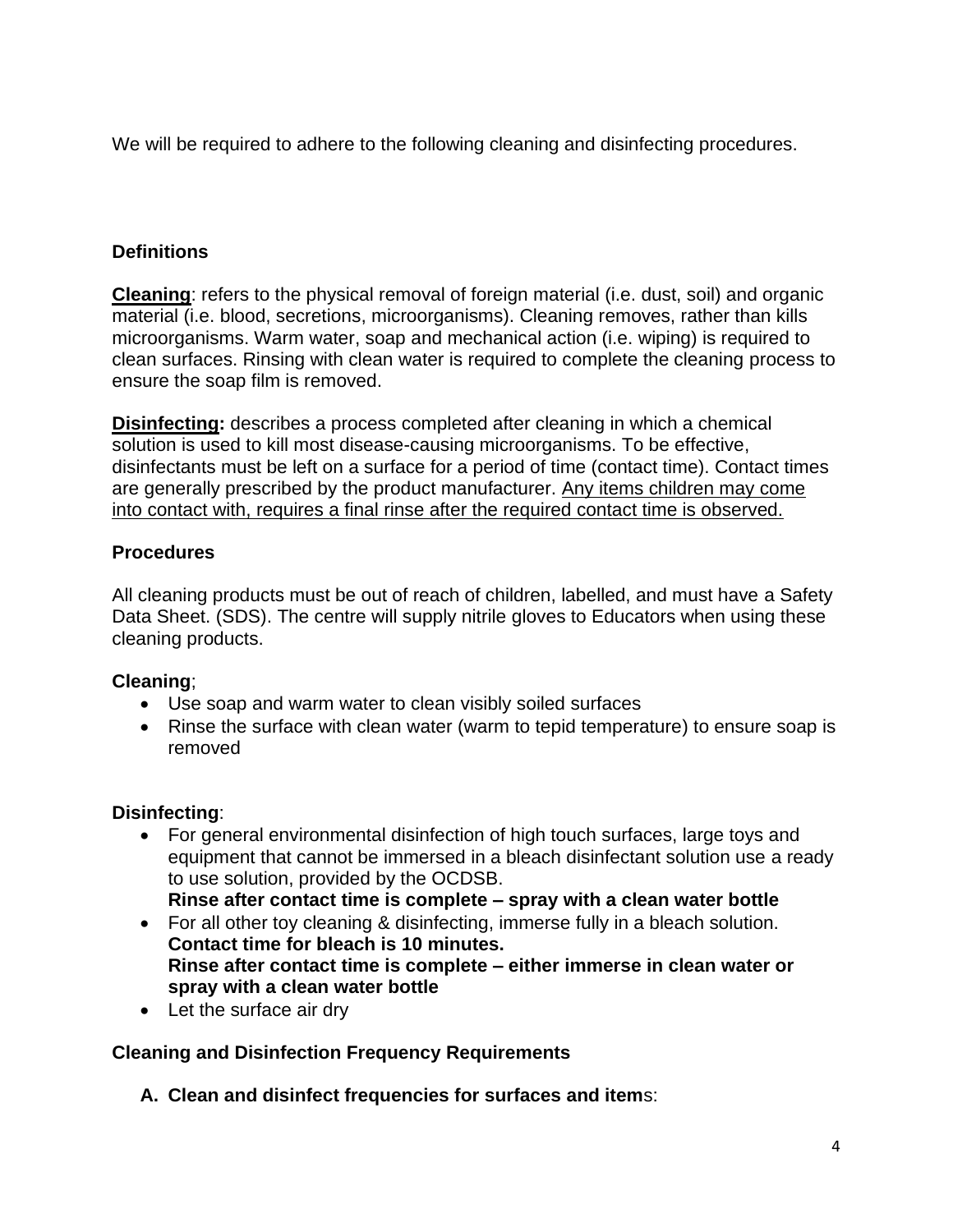We will be required to adhere to the following cleaning and disinfecting procedures.

### Definitions

**<u>Cleaning</u>**: refers to the physical removal of foreign material (i.e. dust, soil) and organic material (i.e. blood, secretions, microorganisms). Cleaning removes, rather than kills microorganisms. Warm water, soap and mechanical action (i.e. wiping) is required to clean surfaces. Rinsing with clean water is required to complete the cleaning process to ensure the soap film is removed.

**<u>Disinfecting</u>:** describes a process completed after cleaning in which a chemical solution is used to kill most disease-causing microorganisms. To be effective, disinfectants must be left on a surface for a period of time (contact time). Contact times are generally prescribed by the product manufacturer. <u>Any items children may come into contact with, requires a final rinse after the required contact time is observed.</u>

### Procedures

All cleaning products must be out of reach of children, labelled, and must have a Safety Data Sheet. (SDS). The centre will supply nitrile gloves to Educators when using these cleaning products.

**Cleaning**;

- Use soap and warm water to clean visibly soiled surfaces
- Rinse the surface with clean water (warm to tepid temperature) to ensure soap is removed

**Disinfecting**:

- For general environmental disinfection of high touch surfaces, large toys and equipment that cannot be immersed in a bleach disinfectant solution use a ready to use solution, provided by the OCDSB.
  **Rinse after contact time is complete – spray with a clean water bottle**
- For all other toy cleaning & disinfecting, immerse fully in a bleach solution.
  **Contact time for bleach is 10 minutes.**
  **Rinse after contact time is complete – either immerse in clean water or spray with a clean water bottle**
- Let the surface air dry

### Cleaning and Disinfection Frequency Requirements

**A. Clean and disinfect frequencies for surfaces and item**s: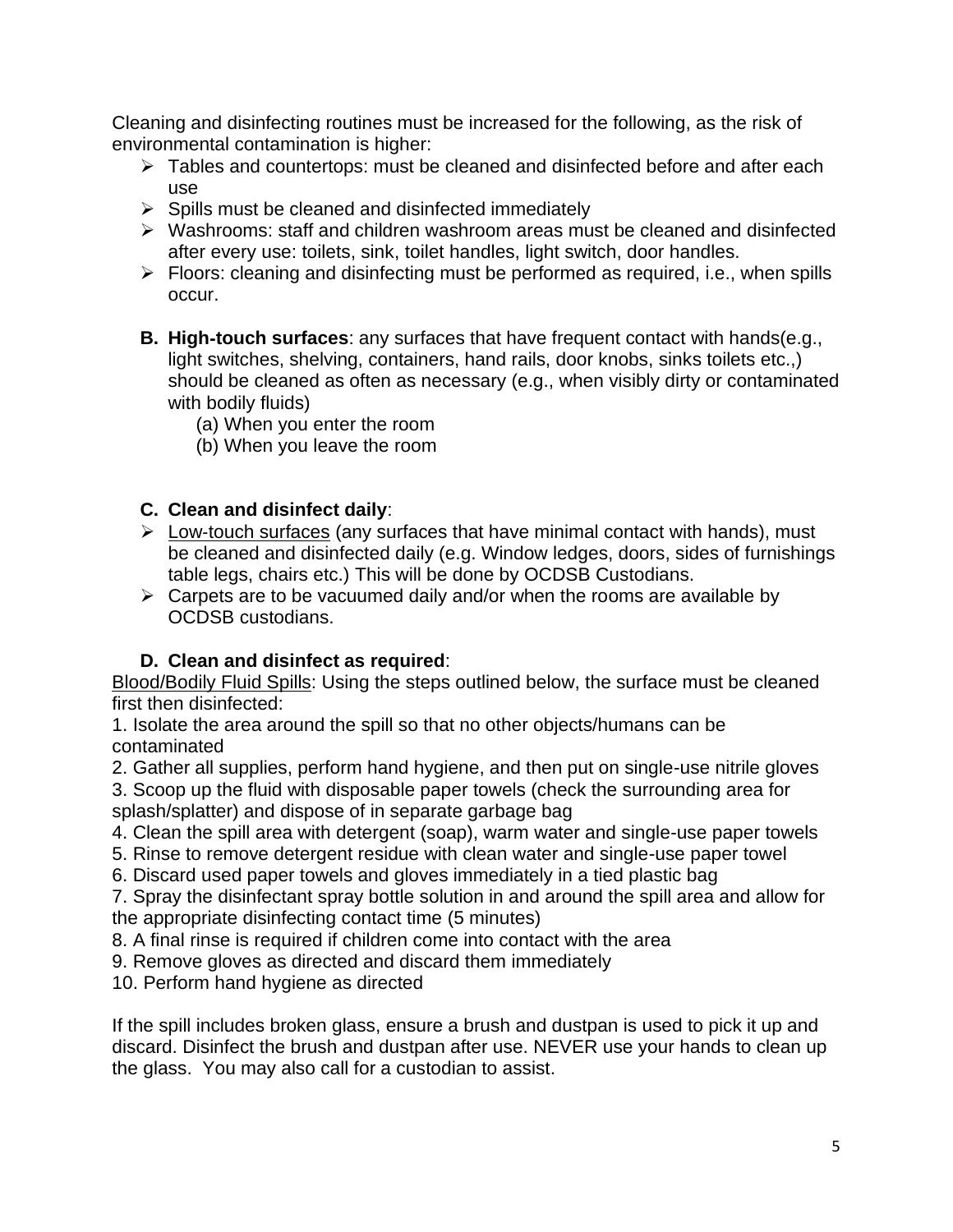Cleaning and disinfecting routines must be increased for the following, as the risk of environmental contamination is higher:

- Tables and countertops: must be cleaned and disinfected before and after each use
- Spills must be cleaned and disinfected immediately
- Washrooms: staff and children washroom areas must be cleaned and disinfected after every use: toilets, sink, toilet handles, light switch, door handles.
- Floors: cleaning and disinfecting must be performed as required, i.e., when spills occur.

**B. High-touch surfaces**: any surfaces that have frequent contact with hands(e.g., light switches, shelving, containers, hand rails, door knobs, sinks toilets etc.,) should be cleaned as often as necessary (e.g., when visibly dirty or contaminated with bodily fluids)

(a) When you enter the room
(b) When you leave the room

**C. Clean and disinfect daily**:

- <u>Low-touch surfaces</u> (any surfaces that have minimal contact with hands), must be cleaned and disinfected daily (e.g. Window ledges, doors, sides of furnishings table legs, chairs etc.) This will be done by OCDSB Custodians.
- Carpets are to be vacuumed daily and/or when the rooms are available by OCDSB custodians.

**D. Clean and disinfect as required**:

<u>Blood/Bodily Fluid Spills</u>: Using the steps outlined below, the surface must be cleaned first then disinfected:

1. Isolate the area around the spill so that no other objects/humans can be contaminated
2. Gather all supplies, perform hand hygiene, and then put on single-use nitrile gloves
3. Scoop up the fluid with disposable paper towels (check the surrounding area for splash/splatter) and dispose of in separate garbage bag
4. Clean the spill area with detergent (soap), warm water and single-use paper towels
5. Rinse to remove detergent residue with clean water and single-use paper towel
6. Discard used paper towels and gloves immediately in a tied plastic bag
7. Spray the disinfectant spray bottle solution in and around the spill area and allow for the appropriate disinfecting contact time (5 minutes)
8. A final rinse is required if children come into contact with the area
9. Remove gloves as directed and discard them immediately
10. Perform hand hygiene as directed

If the spill includes broken glass, ensure a brush and dustpan is used to pick it up and discard. Disinfect the brush and dustpan after use. NEVER use your hands to clean up the glass. You may also call for a custodian to assist.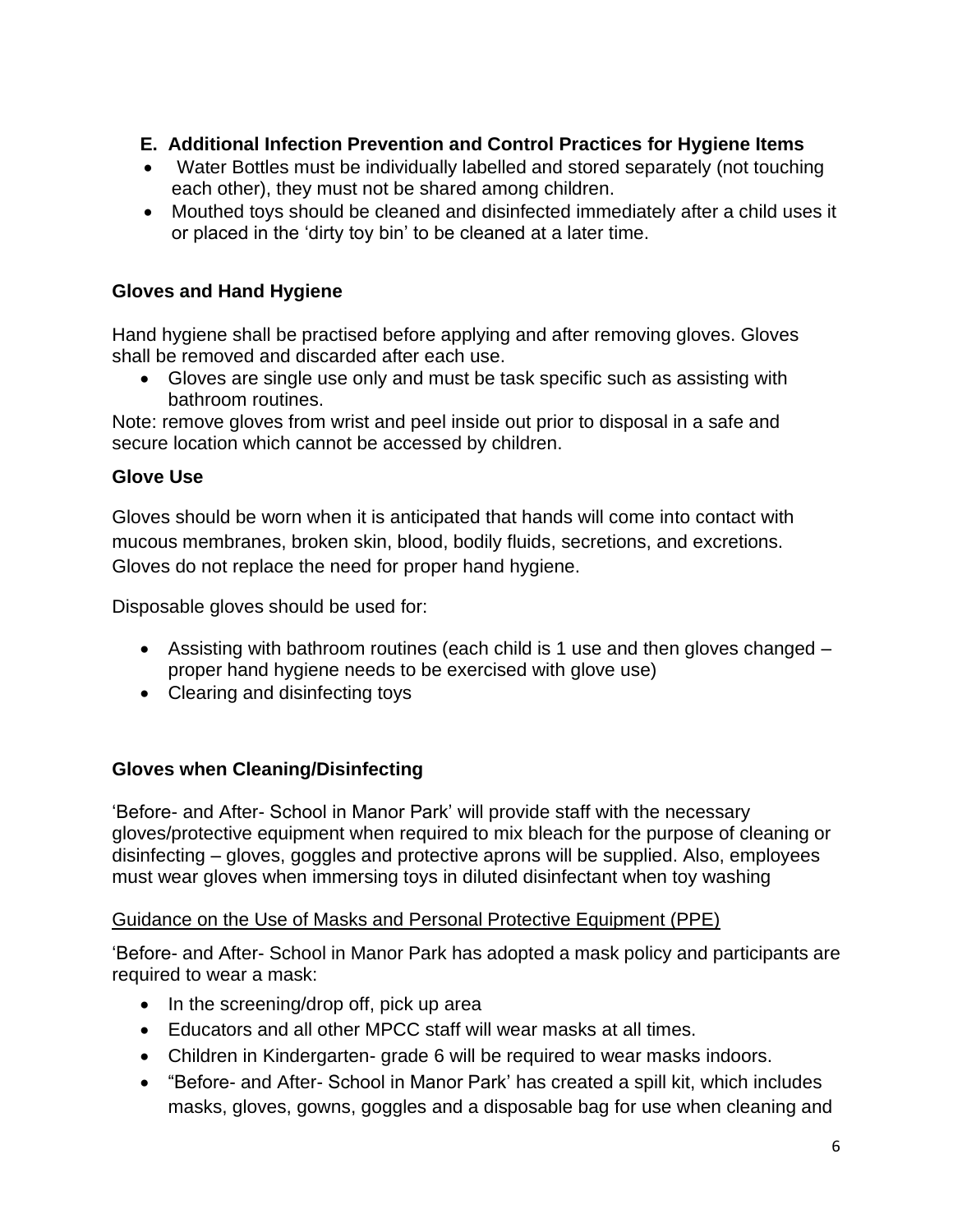### E. Additional Infection Prevention and Control Practices for Hygiene Items

- Water Bottles must be individually labelled and stored separately (not touching each other), they must not be shared among children.
- Mouthed toys should be cleaned and disinfected immediately after a child uses it or placed in the 'dirty toy bin' to be cleaned at a later time.

### Gloves and Hand Hygiene

Hand hygiene shall be practised before applying and after removing gloves. Gloves shall be removed and discarded after each use.

- Gloves are single use only and must be task specific such as assisting with bathroom routines.

Note: remove gloves from wrist and peel inside out prior to disposal in a safe and secure location which cannot be accessed by children.

### Glove Use

Gloves should be worn when it is anticipated that hands will come into contact with mucous membranes, broken skin, blood, bodily fluids, secretions, and excretions. Gloves do not replace the need for proper hand hygiene.

Disposable gloves should be used for:

- Assisting with bathroom routines (each child is 1 use and then gloves changed – proper hand hygiene needs to be exercised with glove use)
- Clearing and disinfecting toys

### Gloves when Cleaning/Disinfecting

'Before- and After- School in Manor Park' will provide staff with the necessary gloves/protective equipment when required to mix bleach for the purpose of cleaning or disinfecting – gloves, goggles and protective aprons will be supplied. Also, employees must wear gloves when immersing toys in diluted disinfectant when toy washing

Guidance on the Use of Masks and Personal Protective Equipment (PPE)

'Before- and After- School in Manor Park has adopted a mask policy and participants are required to wear a mask:

- In the screening/drop off, pick up area
- Educators and all other MPCC staff will wear masks at all times.
- Children in Kindergarten- grade 6 will be required to wear masks indoors.
- "Before- and After- School in Manor Park' has created a spill kit, which includes masks, gloves, gowns, goggles and a disposable bag for use when cleaning and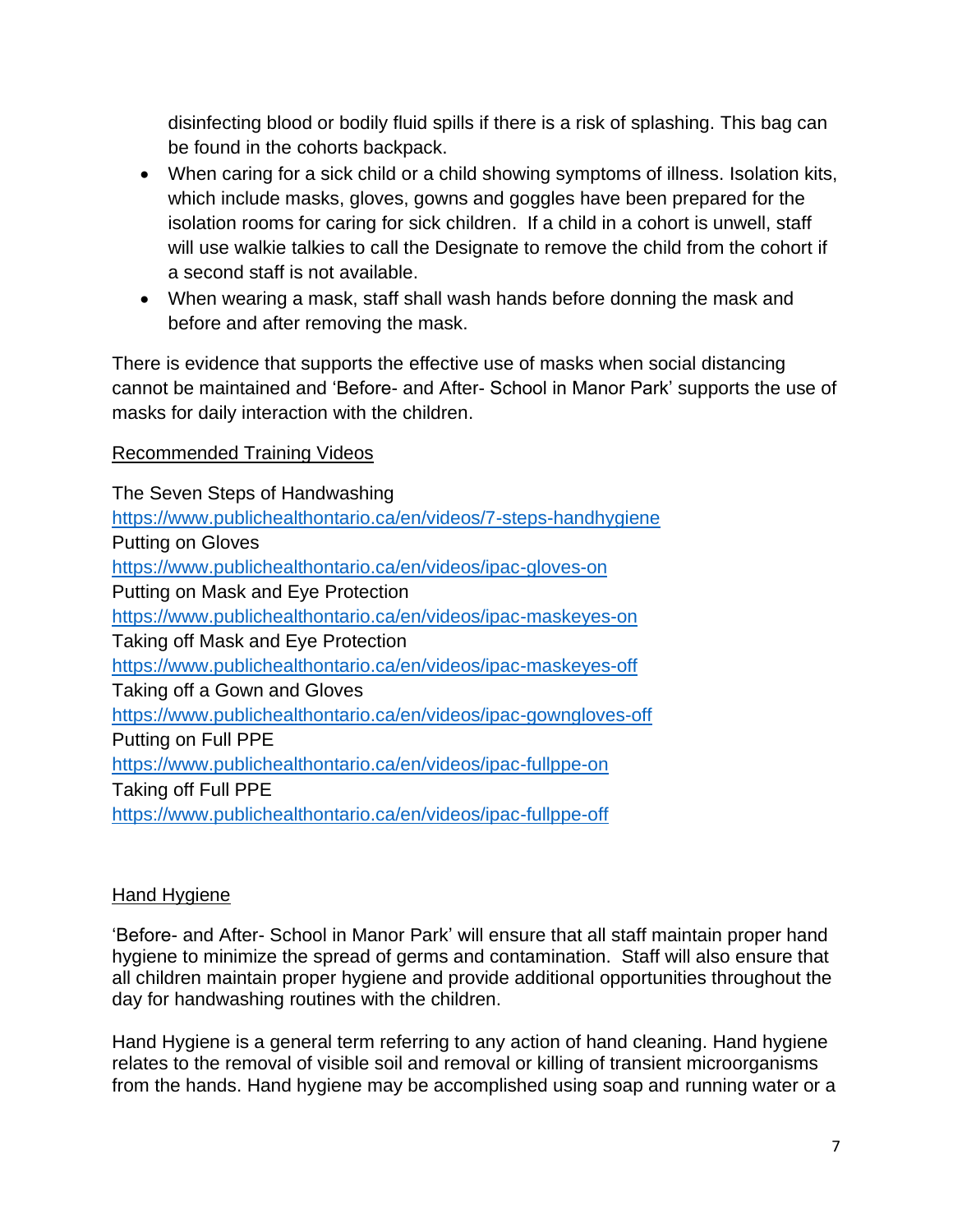disinfecting blood or bodily fluid spills if there is a risk of splashing. This bag can be found in the cohorts backpack.

- When caring for a sick child or a child showing symptoms of illness. Isolation kits, which include masks, gloves, gowns and goggles have been prepared for the isolation rooms for caring for sick children. If a child in a cohort is unwell, staff will use walkie talkies to call the Designate to remove the child from the cohort if a second staff is not available.
- When wearing a mask, staff shall wash hands before donning the mask and before and after removing the mask.

There is evidence that supports the effective use of masks when social distancing cannot be maintained and 'Before- and After- School in Manor Park' supports the use of masks for daily interaction with the children.

<u>Recommended Training Videos</u>

The Seven Steps of Handwashing
https://www.publichealthontario.ca/en/videos/7-steps-handhygiene
Putting on Gloves
https://www.publichealthontario.ca/en/videos/ipac-gloves-on
Putting on Mask and Eye Protection
https://www.publichealthontario.ca/en/videos/ipac-maskeyes-on
Taking off Mask and Eye Protection
https://www.publichealthontario.ca/en/videos/ipac-maskeyes-off
Taking off a Gown and Gloves
https://www.publichealthontario.ca/en/videos/ipac-gowngloves-off
Putting on Full PPE
https://www.publichealthontario.ca/en/videos/ipac-fullppe-on
Taking off Full PPE
https://www.publichealthontario.ca/en/videos/ipac-fullppe-off

<u>Hand Hygiene</u>

'Before- and After- School in Manor Park' will ensure that all staff maintain proper hand hygiene to minimize the spread of germs and contamination. Staff will also ensure that all children maintain proper hygiene and provide additional opportunities throughout the day for handwashing routines with the children.

Hand Hygiene is a general term referring to any action of hand cleaning. Hand hygiene relates to the removal of visible soil and removal or killing of transient microorganisms from the hands. Hand hygiene may be accomplished using soap and running water or a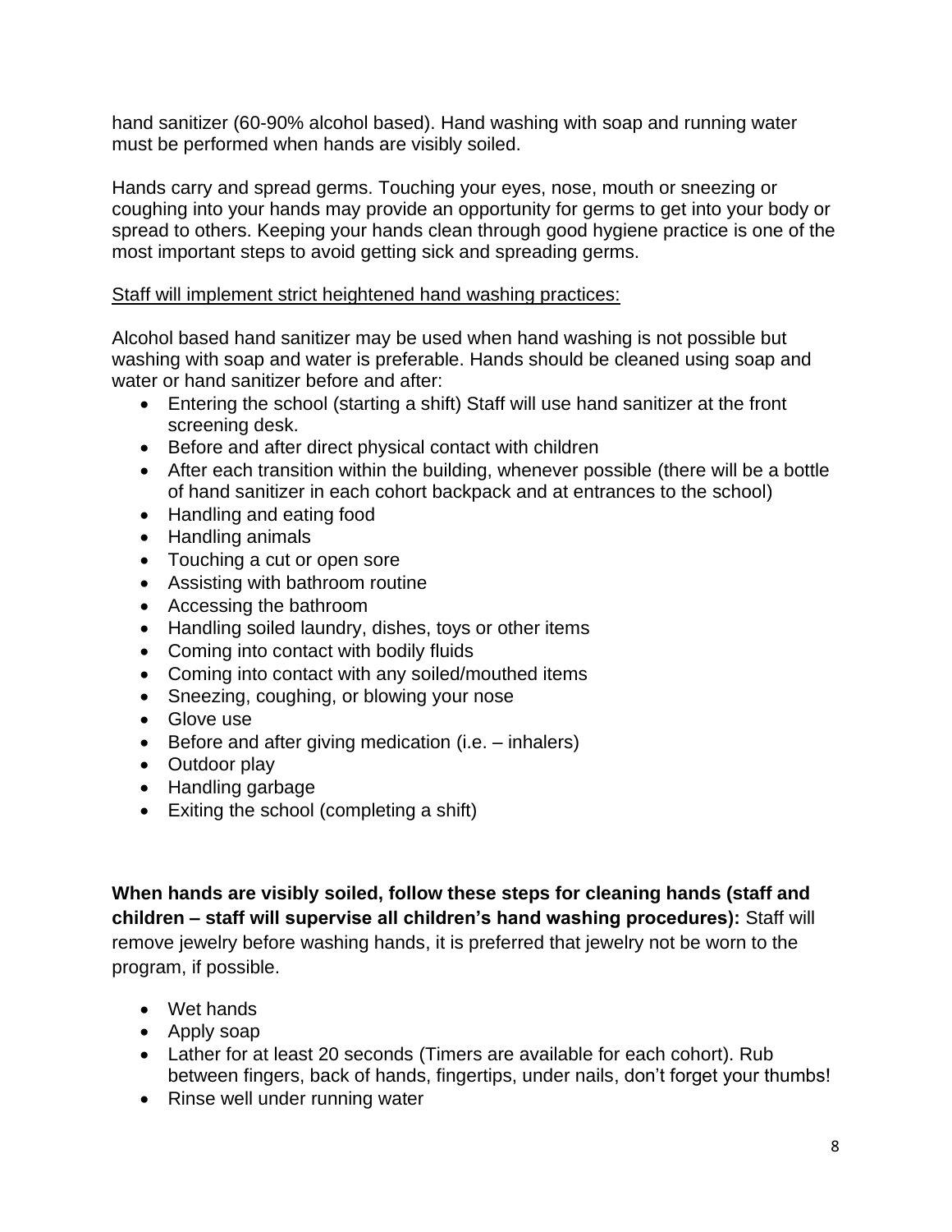hand sanitizer (60-90% alcohol based). Hand washing with soap and running water must be performed when hands are visibly soiled.

Hands carry and spread germs. Touching your eyes, nose, mouth or sneezing or coughing into your hands may provide an opportunity for germs to get into your body or spread to others. Keeping your hands clean through good hygiene practice is one of the most important steps to avoid getting sick and spreading germs.

<u>Staff will implement strict heightened hand washing practices:</u>

Alcohol based hand sanitizer may be used when hand washing is not possible but washing with soap and water is preferable. Hands should be cleaned using soap and water or hand sanitizer before and after:

- Entering the school (starting a shift) Staff will use hand sanitizer at the front screening desk.
- Before and after direct physical contact with children
- After each transition within the building, whenever possible (there will be a bottle of hand sanitizer in each cohort backpack and at entrances to the school)
- Handling and eating food
- Handling animals
- Touching a cut or open sore
- Assisting with bathroom routine
- Accessing the bathroom
- Handling soiled laundry, dishes, toys or other items
- Coming into contact with bodily fluids
- Coming into contact with any soiled/mouthed items
- Sneezing, coughing, or blowing your nose
- Glove use
- Before and after giving medication (i.e. – inhalers)
- Outdoor play
- Handling garbage
- Exiting the school (completing a shift)

**When hands are visibly soiled, follow these steps for cleaning hands (staff and children – staff will supervise all children's hand washing procedures):** Staff will remove jewelry before washing hands, it is preferred that jewelry not be worn to the program, if possible.

- Wet hands
- Apply soap
- Lather for at least 20 seconds (Timers are available for each cohort). Rub between fingers, back of hands, fingertips, under nails, don't forget your thumbs!
- Rinse well under running water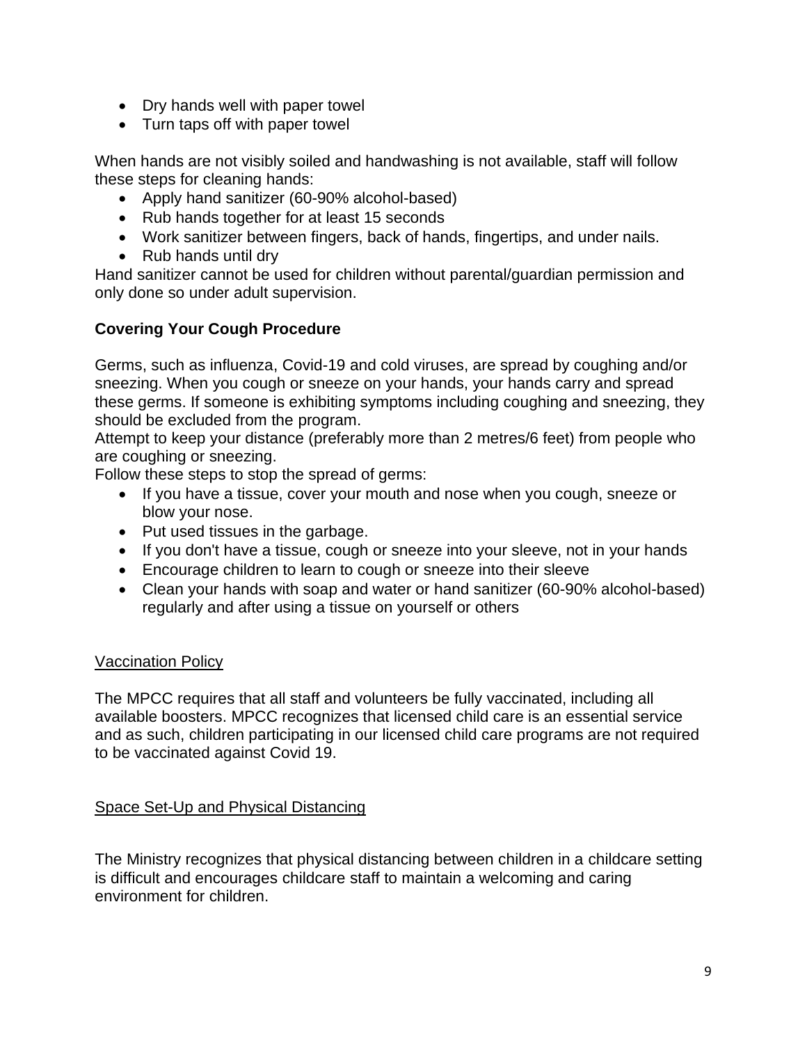- Dry hands well with paper towel
- Turn taps off with paper towel

When hands are not visibly soiled and handwashing is not available, staff will follow these steps for cleaning hands:

- Apply hand sanitizer (60-90% alcohol-based)
- Rub hands together for at least 15 seconds
- Work sanitizer between fingers, back of hands, fingertips, and under nails.
- Rub hands until dry

Hand sanitizer cannot be used for children without parental/guardian permission and only done so under adult supervision.

**Covering Your Cough Procedure**

Germs, such as influenza, Covid-19 and cold viruses, are spread by coughing and/or sneezing. When you cough or sneeze on your hands, your hands carry and spread these germs. If someone is exhibiting symptoms including coughing and sneezing, they should be excluded from the program.

Attempt to keep your distance (preferably more than 2 metres/6 feet) from people who are coughing or sneezing.

Follow these steps to stop the spread of germs:

- If you have a tissue, cover your mouth and nose when you cough, sneeze or blow your nose.
- Put used tissues in the garbage.
- If you don't have a tissue, cough or sneeze into your sleeve, not in your hands
- Encourage children to learn to cough or sneeze into their sleeve
- Clean your hands with soap and water or hand sanitizer (60-90% alcohol-based) regularly and after using a tissue on yourself or others

<u>Vaccination Policy</u>

The MPCC requires that all staff and volunteers be fully vaccinated, including all available boosters. MPCC recognizes that licensed child care is an essential service and as such, children participating in our licensed child care programs are not required to be vaccinated against Covid 19.

<u>Space Set-Up and Physical Distancing</u>

The Ministry recognizes that physical distancing between children in a childcare setting is difficult and encourages childcare staff to maintain a welcoming and caring environment for children.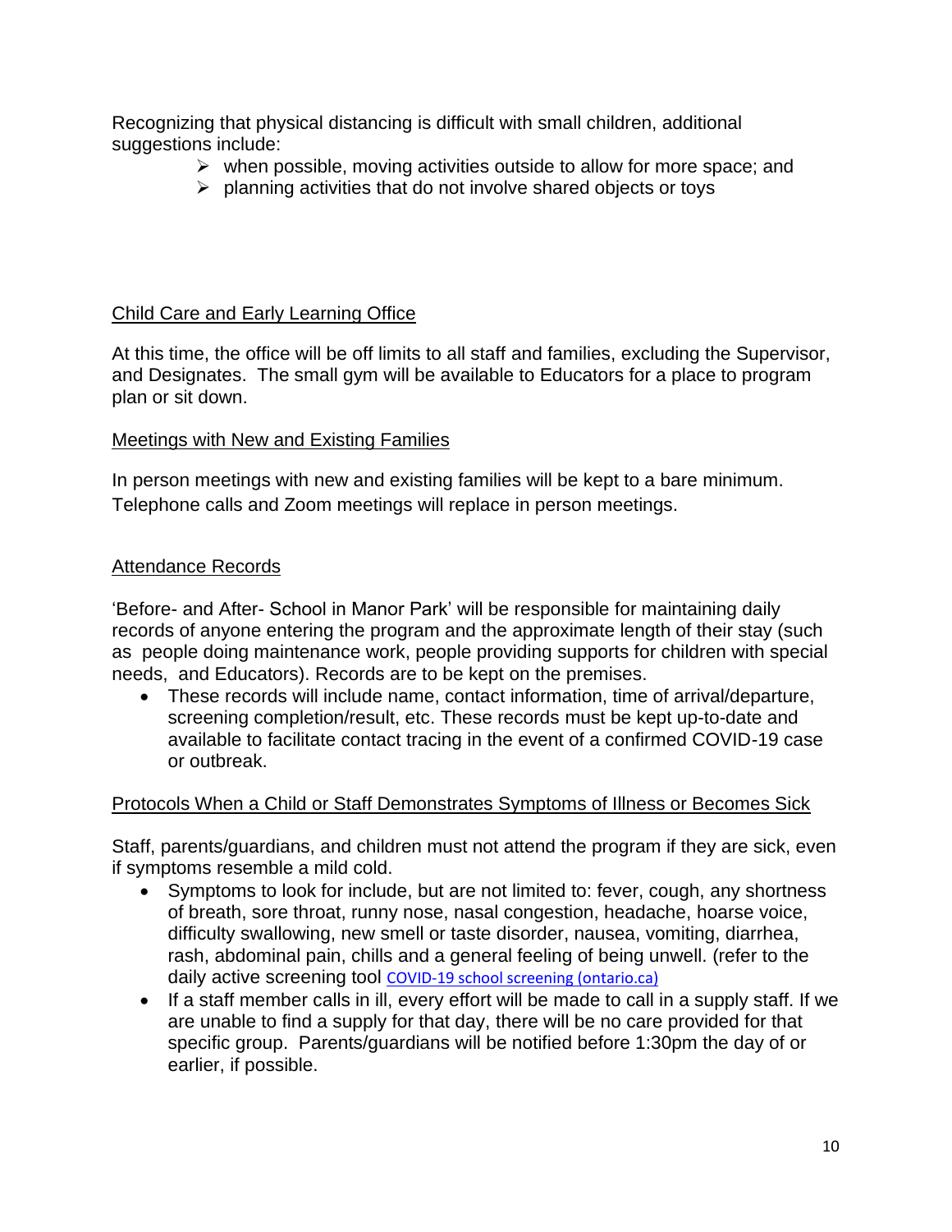Recognizing that physical distancing is difficult with small children, additional suggestions include:

- when possible, moving activities outside to allow for more space; and
- planning activities that do not involve shared objects or toys

<u>Child Care and Early Learning Office</u>

At this time, the office will be off limits to all staff and families, excluding the Supervisor, and Designates. The small gym will be available to Educators for a place to program plan or sit down.

<u>Meetings with New and Existing Families</u>

In person meetings with new and existing families will be kept to a bare minimum. Telephone calls and Zoom meetings will replace in person meetings.

<u>Attendance Records</u>

'Before- and After- School in Manor Park' will be responsible for maintaining daily records of anyone entering the program and the approximate length of their stay (such as people doing maintenance work, people providing supports for children with special needs, and Educators). Records are to be kept on the premises.

- These records will include name, contact information, time of arrival/departure, screening completion/result, etc. These records must be kept up-to-date and available to facilitate contact tracing in the event of a confirmed COVID-19 case or outbreak.

<u>Protocols When a Child or Staff Demonstrates Symptoms of Illness or Becomes Sick</u>

Staff, parents/guardians, and children must not attend the program if they are sick, even if symptoms resemble a mild cold.

- Symptoms to look for include, but are not limited to: fever, cough, any shortness of breath, sore throat, runny nose, nasal congestion, headache, hoarse voice, difficulty swallowing, new smell or taste disorder, nausea, vomiting, diarrhea, rash, abdominal pain, chills and a general feeling of being unwell. (refer to the daily active screening tool COVID-19 school screening (ontario.ca)
- If a staff member calls in ill, every effort will be made to call in a supply staff. If we are unable to find a supply for that day, there will be no care provided for that specific group. Parents/guardians will be notified before 1:30pm the day of or earlier, if possible.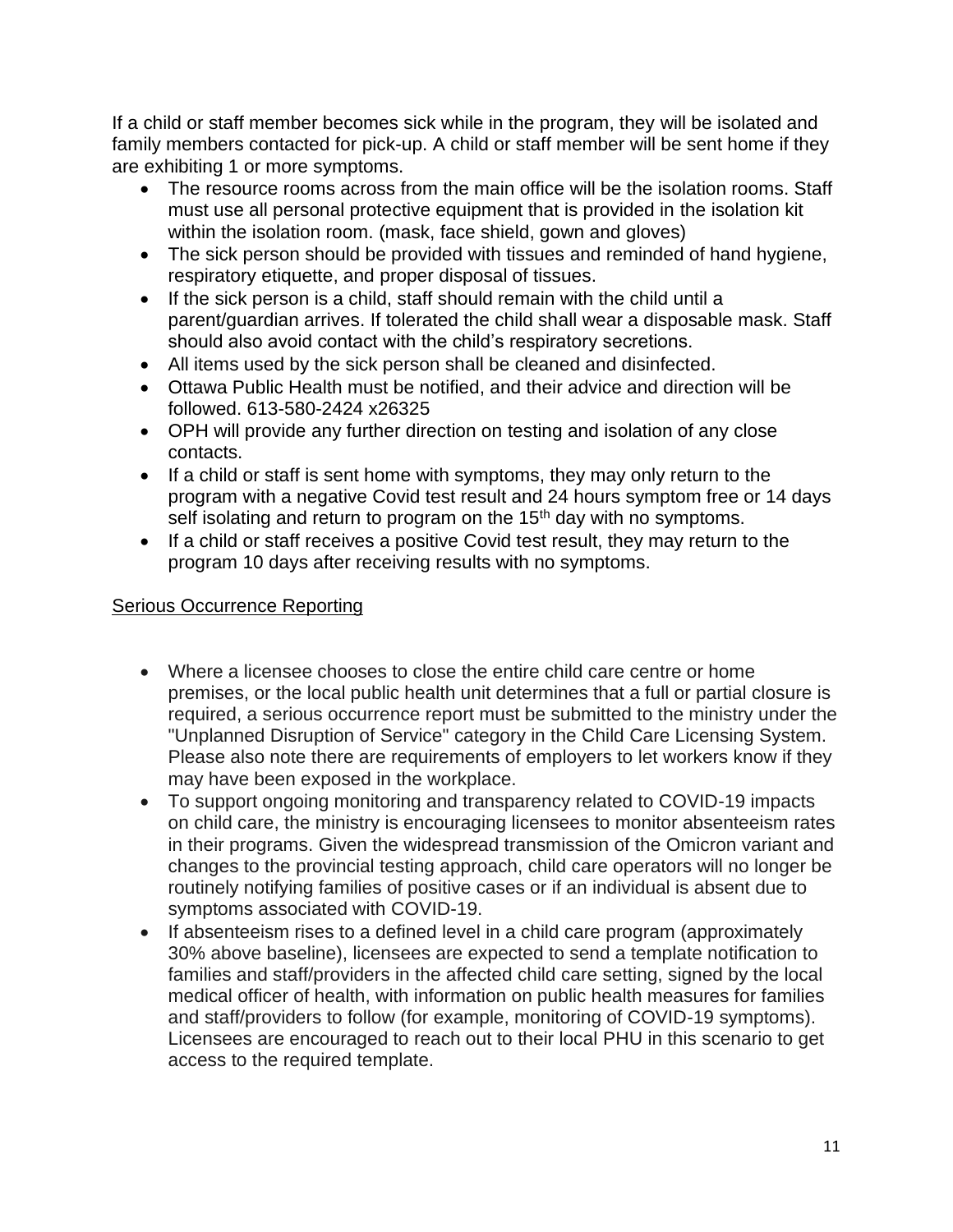If a child or staff member becomes sick while in the program, they will be isolated and family members contacted for pick-up. A child or staff member will be sent home if they are exhibiting 1 or more symptoms.

- The resource rooms across from the main office will be the isolation rooms. Staff must use all personal protective equipment that is provided in the isolation kit within the isolation room. (mask, face shield, gown and gloves)
- The sick person should be provided with tissues and reminded of hand hygiene, respiratory etiquette, and proper disposal of tissues.
- If the sick person is a child, staff should remain with the child until a parent/guardian arrives. If tolerated the child shall wear a disposable mask. Staff should also avoid contact with the child's respiratory secretions.
- All items used by the sick person shall be cleaned and disinfected.
- Ottawa Public Health must be notified, and their advice and direction will be followed. 613-580-2424 x26325
- OPH will provide any further direction on testing and isolation of any close contacts.
- If a child or staff is sent home with symptoms, they may only return to the program with a negative Covid test result and 24 hours symptom free or 14 days self isolating and return to program on the 15th day with no symptoms.
- If a child or staff receives a positive Covid test result, they may return to the program 10 days after receiving results with no symptoms.

<u>Serious Occurrence Reporting</u>

- Where a licensee chooses to close the entire child care centre or home premises, or the local public health unit determines that a full or partial closure is required, a serious occurrence report must be submitted to the ministry under the "Unplanned Disruption of Service" category in the Child Care Licensing System. Please also note there are requirements of employers to let workers know if they may have been exposed in the workplace.
- To support ongoing monitoring and transparency related to COVID-19 impacts on child care, the ministry is encouraging licensees to monitor absenteeism rates in their programs. Given the widespread transmission of the Omicron variant and changes to the provincial testing approach, child care operators will no longer be routinely notifying families of positive cases or if an individual is absent due to symptoms associated with COVID-19.
- If absenteeism rises to a defined level in a child care program (approximately 30% above baseline), licensees are expected to send a template notification to families and staff/providers in the affected child care setting, signed by the local medical officer of health, with information on public health measures for families and staff/providers to follow (for example, monitoring of COVID-19 symptoms). Licensees are encouraged to reach out to their local PHU in this scenario to get access to the required template.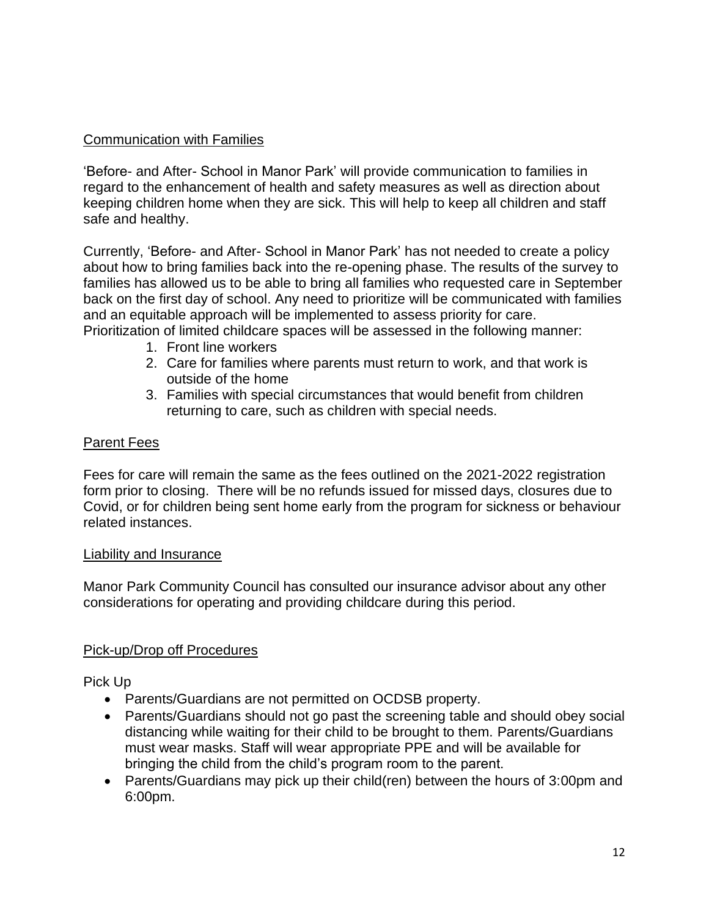## Communication with Families

'Before- and After- School in Manor Park' will provide communication to families in regard to the enhancement of health and safety measures as well as direction about keeping children home when they are sick. This will help to keep all children and staff safe and healthy.

Currently, 'Before- and After- School in Manor Park' has not needed to create a policy about how to bring families back into the re-opening phase. The results of the survey to families has allowed us to be able to bring all families who requested care in September back on the first day of school. Any need to prioritize will be communicated with families and an equitable approach will be implemented to assess priority for care. Prioritization of limited childcare spaces will be assessed in the following manner:

1. Front line workers
2. Care for families where parents must return to work, and that work is outside of the home
3. Families with special circumstances that would benefit from children returning to care, such as children with special needs.

## Parent Fees

Fees for care will remain the same as the fees outlined on the 2021-2022 registration form prior to closing. There will be no refunds issued for missed days, closures due to Covid, or for children being sent home early from the program for sickness or behaviour related instances.

## Liability and Insurance

Manor Park Community Council has consulted our insurance advisor about any other considerations for operating and providing childcare during this period.

## Pick-up/Drop off Procedures

Pick Up

- Parents/Guardians are not permitted on OCDSB property.
- Parents/Guardians should not go past the screening table and should obey social distancing while waiting for their child to be brought to them. Parents/Guardians must wear masks. Staff will wear appropriate PPE and will be available for bringing the child from the child's program room to the parent.
- Parents/Guardians may pick up their child(ren) between the hours of 3:00pm and 6:00pm.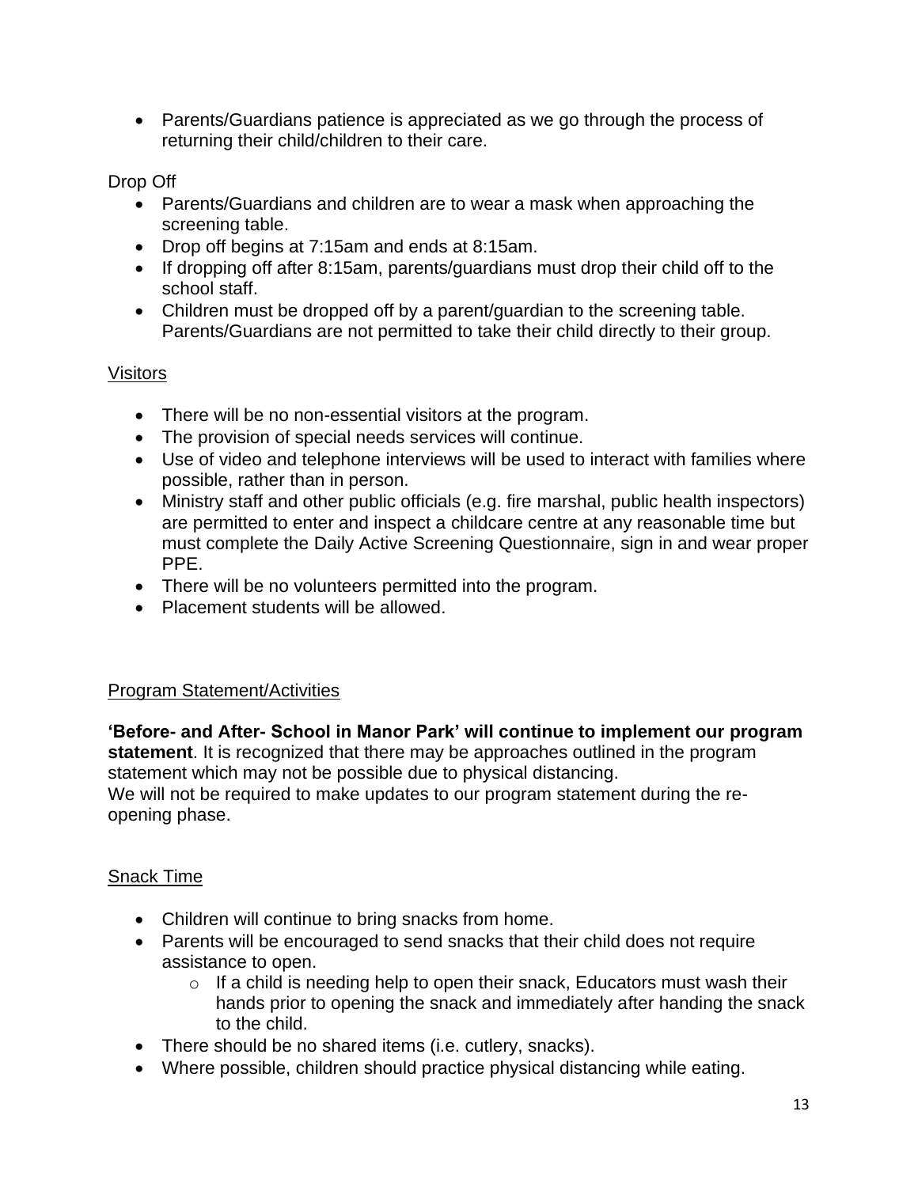- Parents/Guardians patience is appreciated as we go through the process of returning their child/children to their care.

Drop Off

- Parents/Guardians and children are to wear a mask when approaching the screening table.
- Drop off begins at 7:15am and ends at 8:15am.
- If dropping off after 8:15am, parents/guardians must drop their child off to the school staff.
- Children must be dropped off by a parent/guardian to the screening table. Parents/Guardians are not permitted to take their child directly to their group.

## Visitors

- There will be no non-essential visitors at the program.
- The provision of special needs services will continue.
- Use of video and telephone interviews will be used to interact with families where possible, rather than in person.
- Ministry staff and other public officials (e.g. fire marshal, public health inspectors) are permitted to enter and inspect a childcare centre at any reasonable time but must complete the Daily Active Screening Questionnaire, sign in and wear proper PPE.
- There will be no volunteers permitted into the program.
- Placement students will be allowed.

## Program Statement/Activities

**'Before- and After- School in Manor Park' will continue to implement our program statement**. It is recognized that there may be approaches outlined in the program statement which may not be possible due to physical distancing.
We will not be required to make updates to our program statement during the re-opening phase.

## Snack Time

- Children will continue to bring snacks from home.
- Parents will be encouraged to send snacks that their child does not require assistance to open.
  - If a child is needing help to open their snack, Educators must wash their hands prior to opening the snack and immediately after handing the snack to the child.
- There should be no shared items (i.e. cutlery, snacks).
- Where possible, children should practice physical distancing while eating.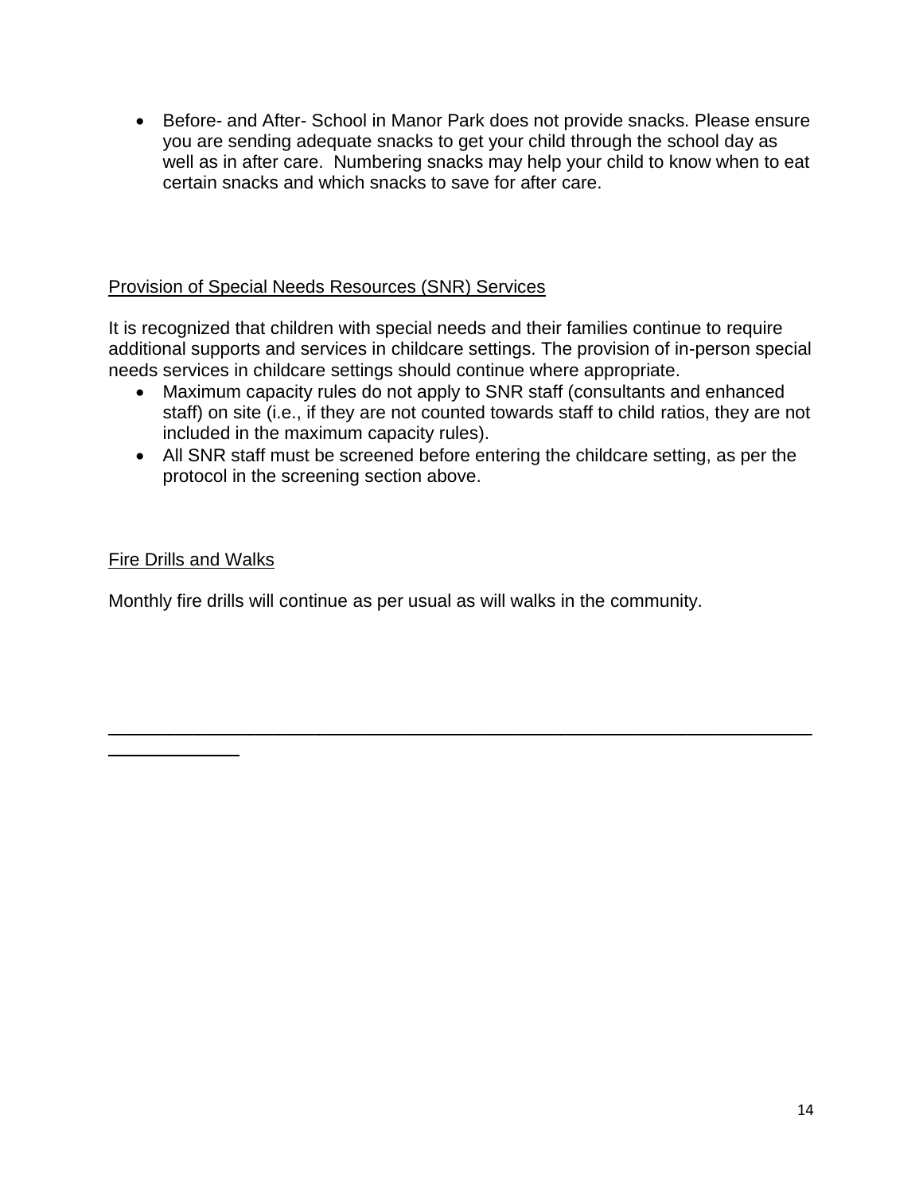- Before- and After- School in Manor Park does not provide snacks. Please ensure you are sending adequate snacks to get your child through the school day as well as in after care. Numbering snacks may help your child to know when to eat certain snacks and which snacks to save for after care.

## Provision of Special Needs Resources (SNR) Services

It is recognized that children with special needs and their families continue to require additional supports and services in childcare settings. The provision of in-person special needs services in childcare settings should continue where appropriate.

- Maximum capacity rules do not apply to SNR staff (consultants and enhanced staff) on site (i.e., if they are not counted towards staff to child ratios, they are not included in the maximum capacity rules).
- All SNR staff must be screened before entering the childcare setting, as per the protocol in the screening section above.

## Fire Drills and Walks

Monthly fire drills will continue as per usual as will walks in the community.

---